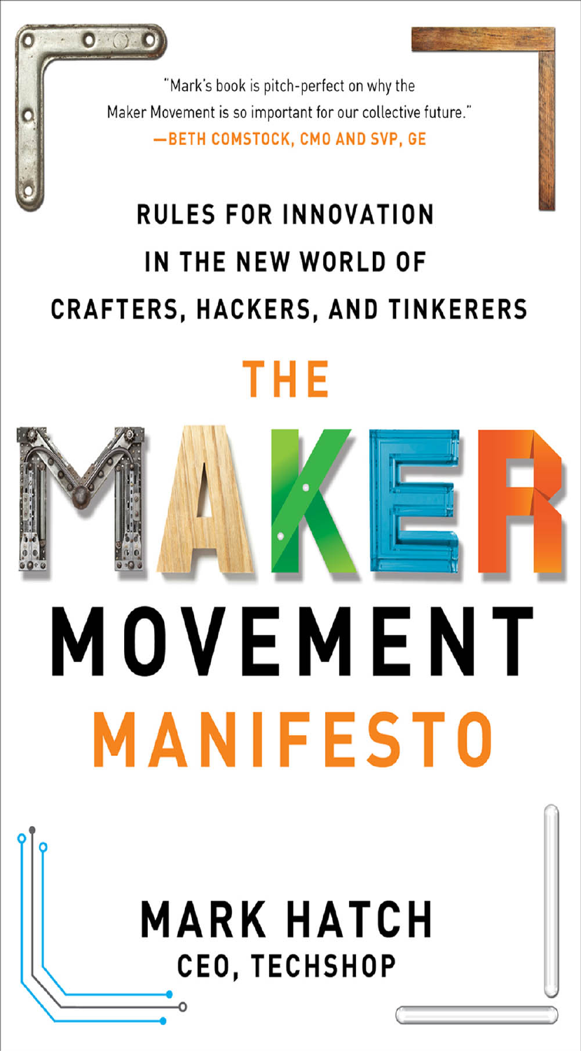"Mark's book is pitch-perfect on why the Maker Movement is so important for our collective future."
—BETH COMSTOCK, CMO AND SVP, GE

RULES FOR INNOVATION IN THE NEW WORLD OF CRAFTERS, HACKERS, AND TINKERERS

# THE MAKER MOVEMENT MANIFESTO

## MARK HATCH

CEO, TECHSHOP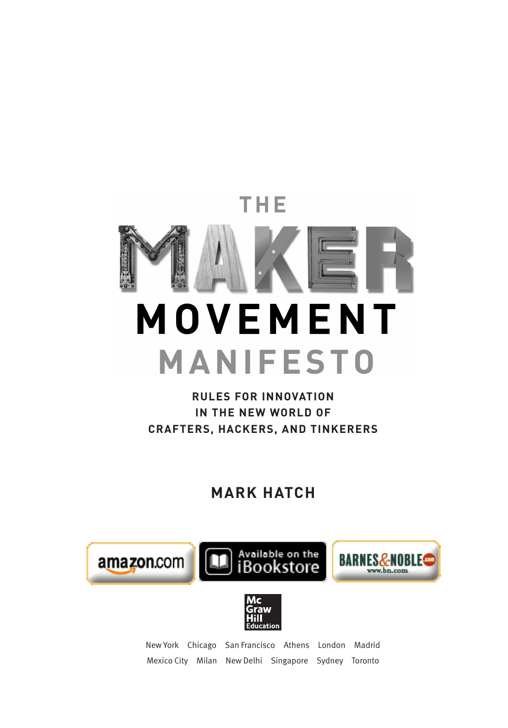# THE MAKER MOVEMENT MANIFESTO

## RULES FOR INNOVATION IN THE NEW WORLD OF CRAFTERS, HACKERS, AND TINKERERS

### MARK HATCH

amazon.com | Available on the iBookstore | BARNES&NOBLE www.bn.com

Mc Graw Hill Education

New York Chicago San Francisco Athens London Madrid
Mexico City Milan New Delhi Singapore Sydney Toronto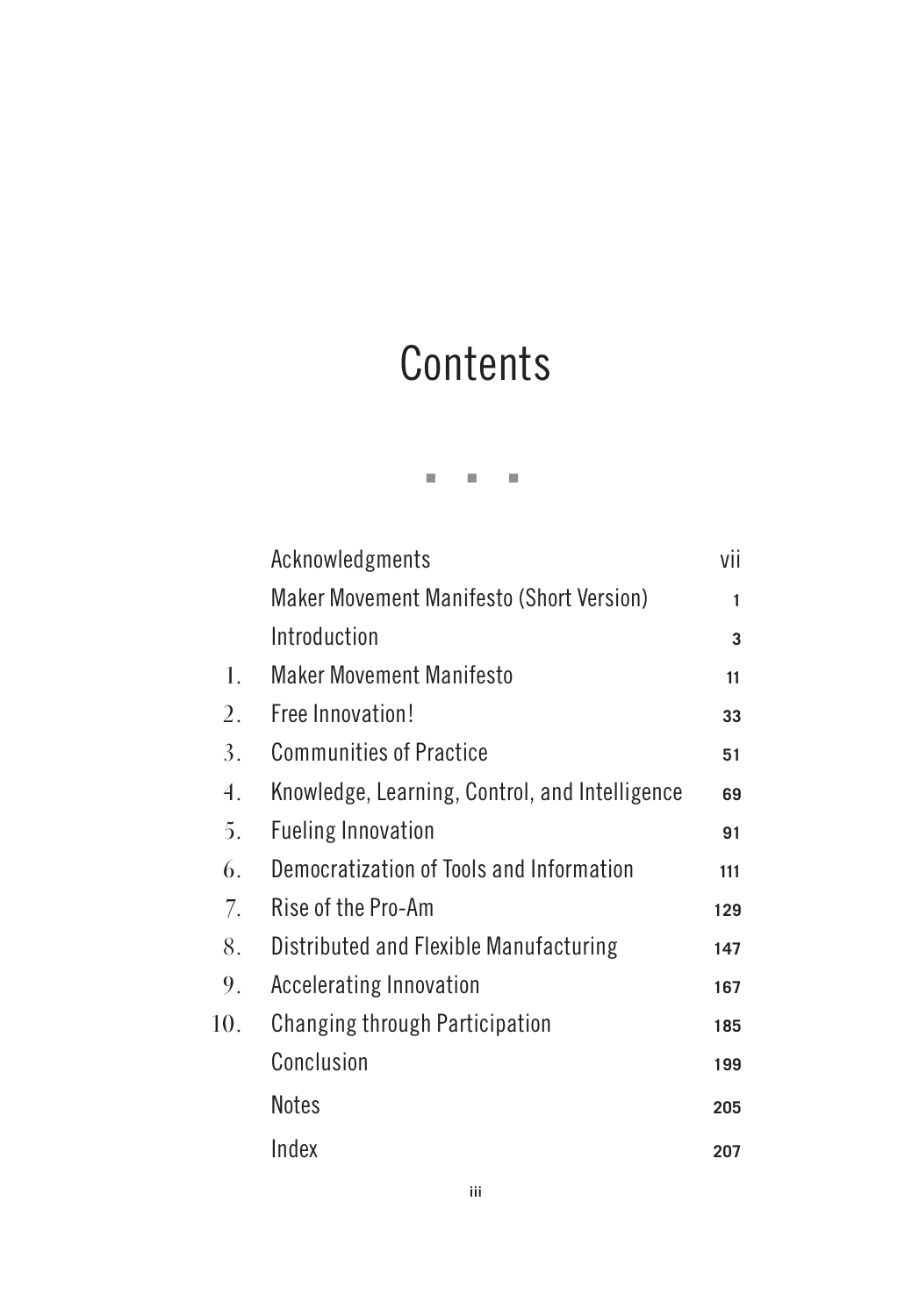# Contents

■ ■ ■

| | | |
|---|---|---|
| | Acknowledgments | vii |
| | Maker Movement Manifesto (Short Version) | 1 |
| | Introduction | 3 |
| 1. | Maker Movement Manifesto | 11 |
| 2. | Free Innovation! | 33 |
| 3. | Communities of Practice | 51 |
| 4. | Knowledge, Learning, Control, and Intelligence | 69 |
| 5. | Fueling Innovation | 91 |
| 6. | Democratization of Tools and Information | 111 |
| 7. | Rise of the Pro-Am | 129 |
| 8. | Distributed and Flexible Manufacturing | 147 |
| 9. | Accelerating Innovation | 167 |
| 10. | Changing through Participation | 185 |
| | Conclusion | 199 |
| | Notes | 205 |
| | Index | 207 |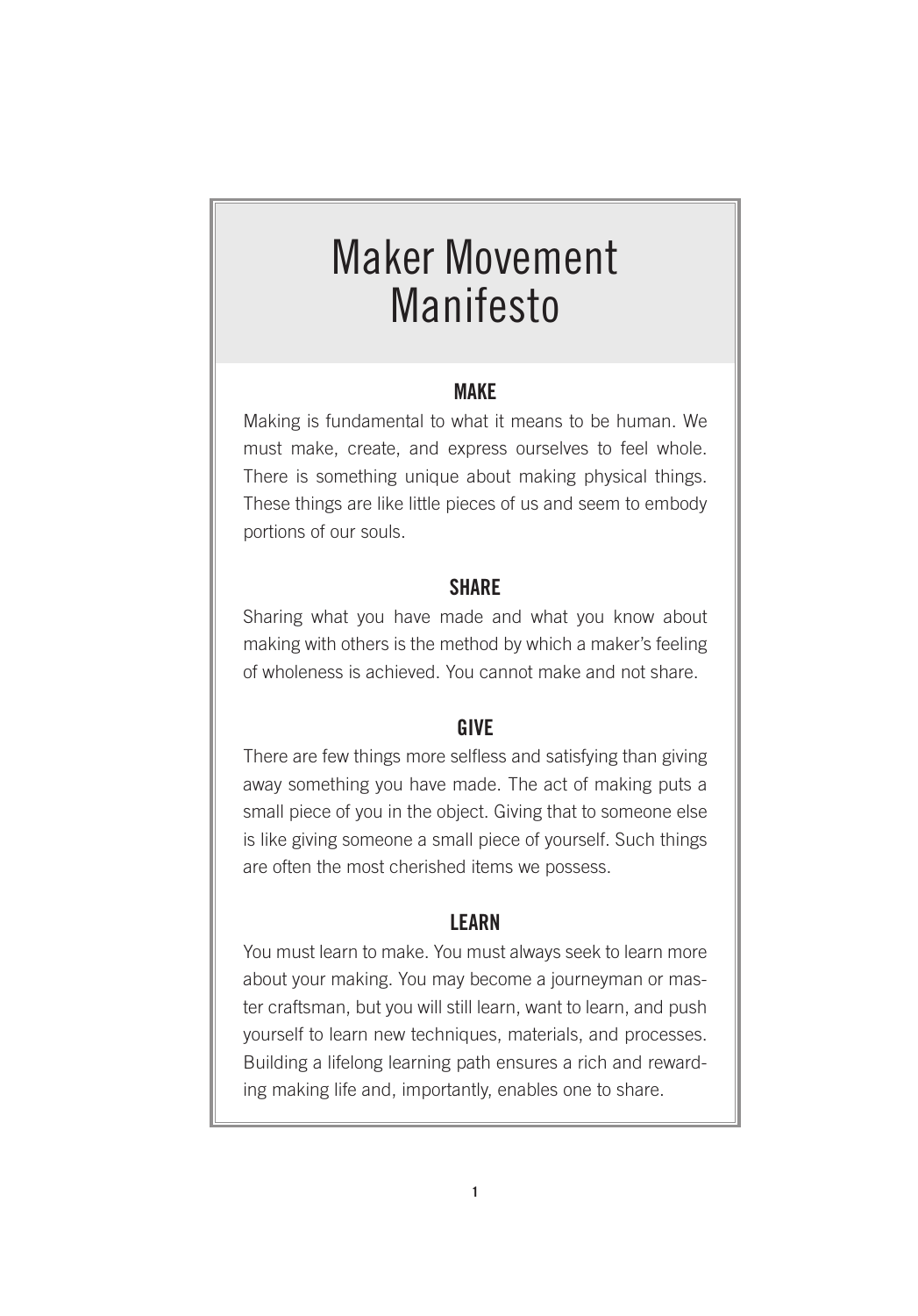# Maker Movement Manifesto

## MAKE

Making is fundamental to what it means to be human. We must make, create, and express ourselves to feel whole. There is something unique about making physical things. These things are like little pieces of us and seem to embody portions of our souls.

## SHARE

Sharing what you have made and what you know about making with others is the method by which a maker's feeling of wholeness is achieved. You cannot make and not share.

## GIVE

There are few things more selfless and satisfying than giving away something you have made. The act of making puts a small piece of you in the object. Giving that to someone else is like giving someone a small piece of yourself. Such things are often the most cherished items we possess.

## LEARN

You must learn to make. You must always seek to learn more about your making. You may become a journeyman or master craftsman, but you will still learn, want to learn, and push yourself to learn new techniques, materials, and processes. Building a lifelong learning path ensures a rich and rewarding making life and, importantly, enables one to share.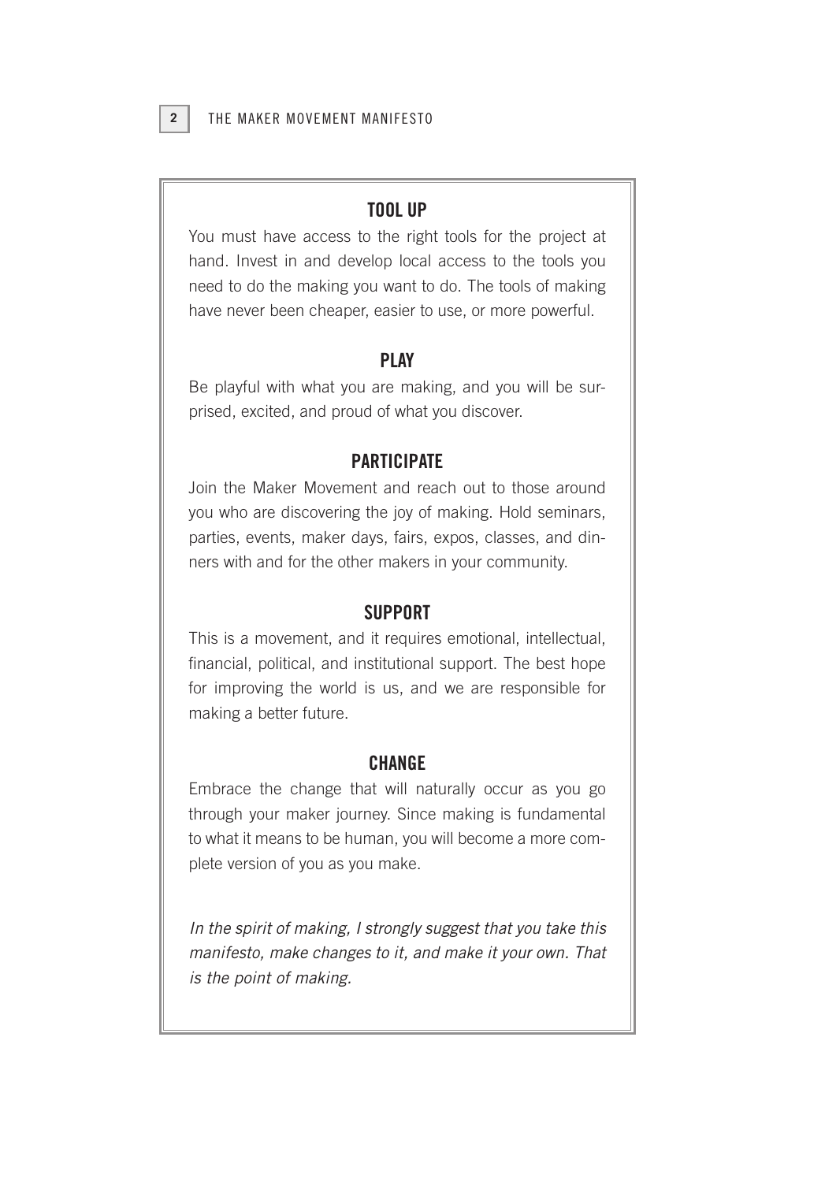### TOOL UP

You must have access to the right tools for the project at hand. Invest in and develop local access to the tools you need to do the making you want to do. The tools of making have never been cheaper, easier to use, or more powerful.

### PLAY

Be playful with what you are making, and you will be surprised, excited, and proud of what you discover.

### PARTICIPATE

Join the Maker Movement and reach out to those around you who are discovering the joy of making. Hold seminars, parties, events, maker days, fairs, expos, classes, and dinners with and for the other makers in your community.

### SUPPORT

This is a movement, and it requires emotional, intellectual, financial, political, and institutional support. The best hope for improving the world is us, and we are responsible for making a better future.

### CHANGE

Embrace the change that will naturally occur as you go through your maker journey. Since making is fundamental to what it means to be human, you will become a more complete version of you as you make.

*In the spirit of making, I strongly suggest that you take this manifesto, make changes to it, and make it your own. That is the point of making.*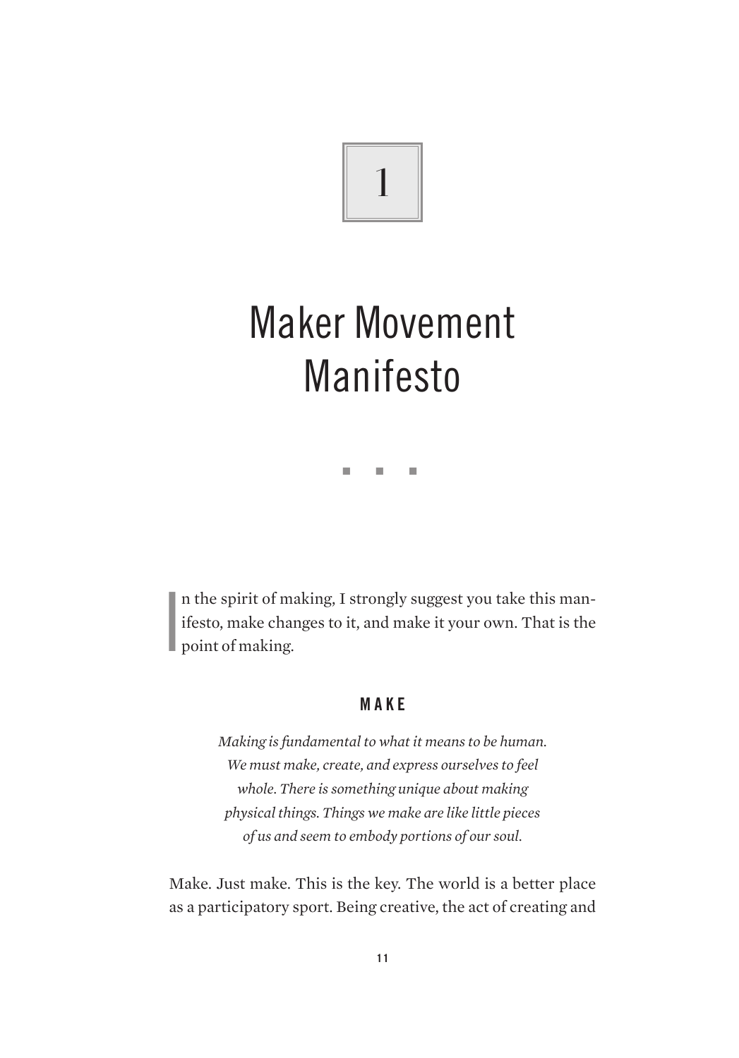# 1

# Maker Movement Manifesto

In the spirit of making, I strongly suggest you take this manifesto, make changes to it, and make it your own. That is the point of making.

## MAKE

*Making is fundamental to what it means to be human. We must make, create, and express ourselves to feel whole. There is something unique about making physical things. Things we make are like little pieces of us and seem to embody portions of our soul.*

Make. Just make. This is the key. The world is a better place as a participatory sport. Being creative, the act of creating and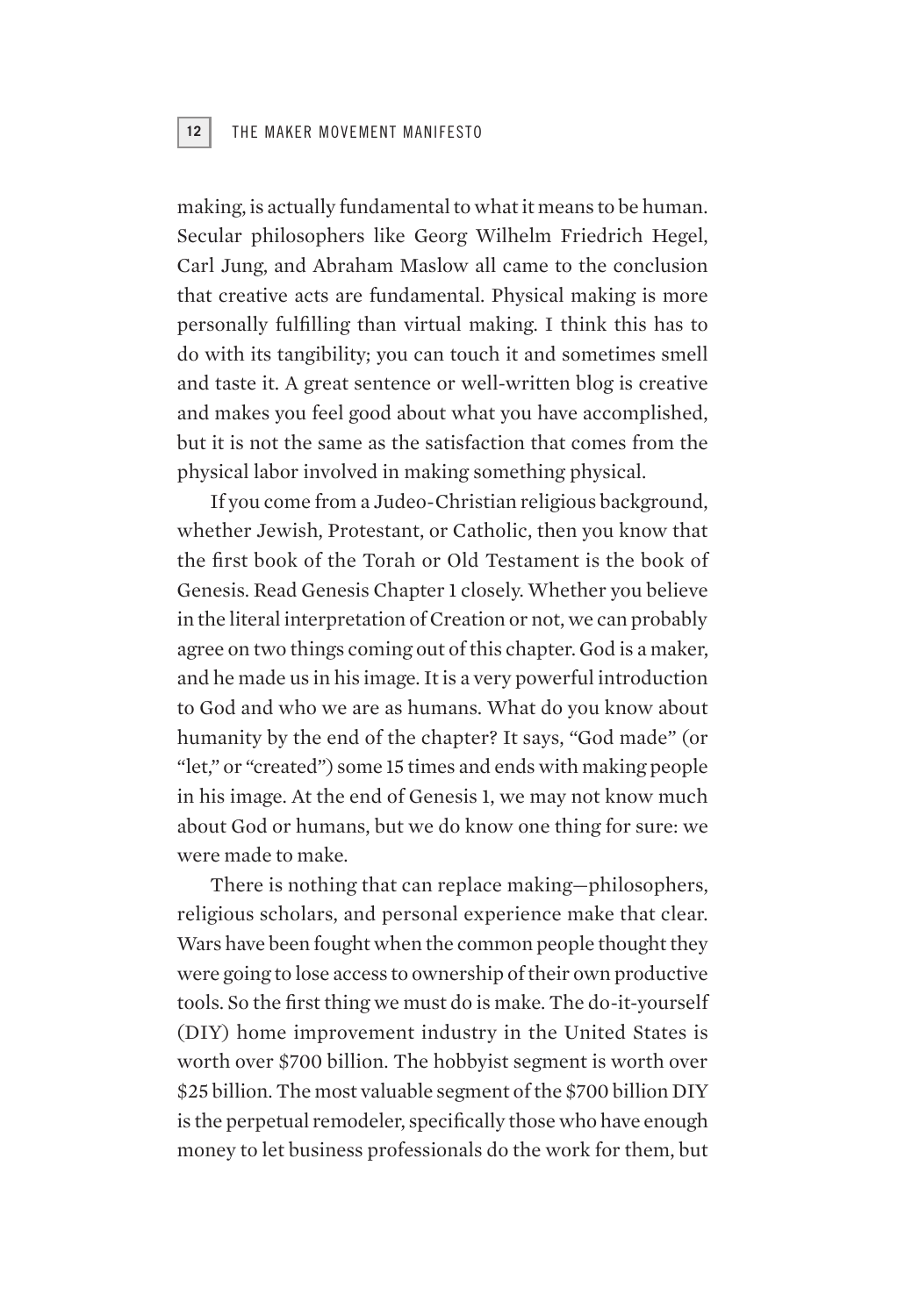making, is actually fundamental to what it means to be human. Secular philosophers like Georg Wilhelm Friedrich Hegel, Carl Jung, and Abraham Maslow all came to the conclusion that creative acts are fundamental. Physical making is more personally fulfilling than virtual making. I think this has to do with its tangibility; you can touch it and sometimes smell and taste it. A great sentence or well-written blog is creative and makes you feel good about what you have accomplished, but it is not the same as the satisfaction that comes from the physical labor involved in making something physical.

If you come from a Judeo-Christian religious background, whether Jewish, Protestant, or Catholic, then you know that the first book of the Torah or Old Testament is the book of Genesis. Read Genesis Chapter 1 closely. Whether you believe in the literal interpretation of Creation or not, we can probably agree on two things coming out of this chapter. God is a maker, and he made us in his image. It is a very powerful introduction to God and who we are as humans. What do you know about humanity by the end of the chapter? It says, "God made" (or "let," or "created") some 15 times and ends with making people in his image. At the end of Genesis 1, we may not know much about God or humans, but we do know one thing for sure: we were made to make.

There is nothing that can replace making—philosophers, religious scholars, and personal experience make that clear. Wars have been fought when the common people thought they were going to lose access to ownership of their own productive tools. So the first thing we must do is make. The do-it-yourself (DIY) home improvement industry in the United States is worth over $700 billion. The hobbyist segment is worth over $25 billion. The most valuable segment of the $700 billion DIY is the perpetual remodeler, specifically those who have enough money to let business professionals do the work for them, but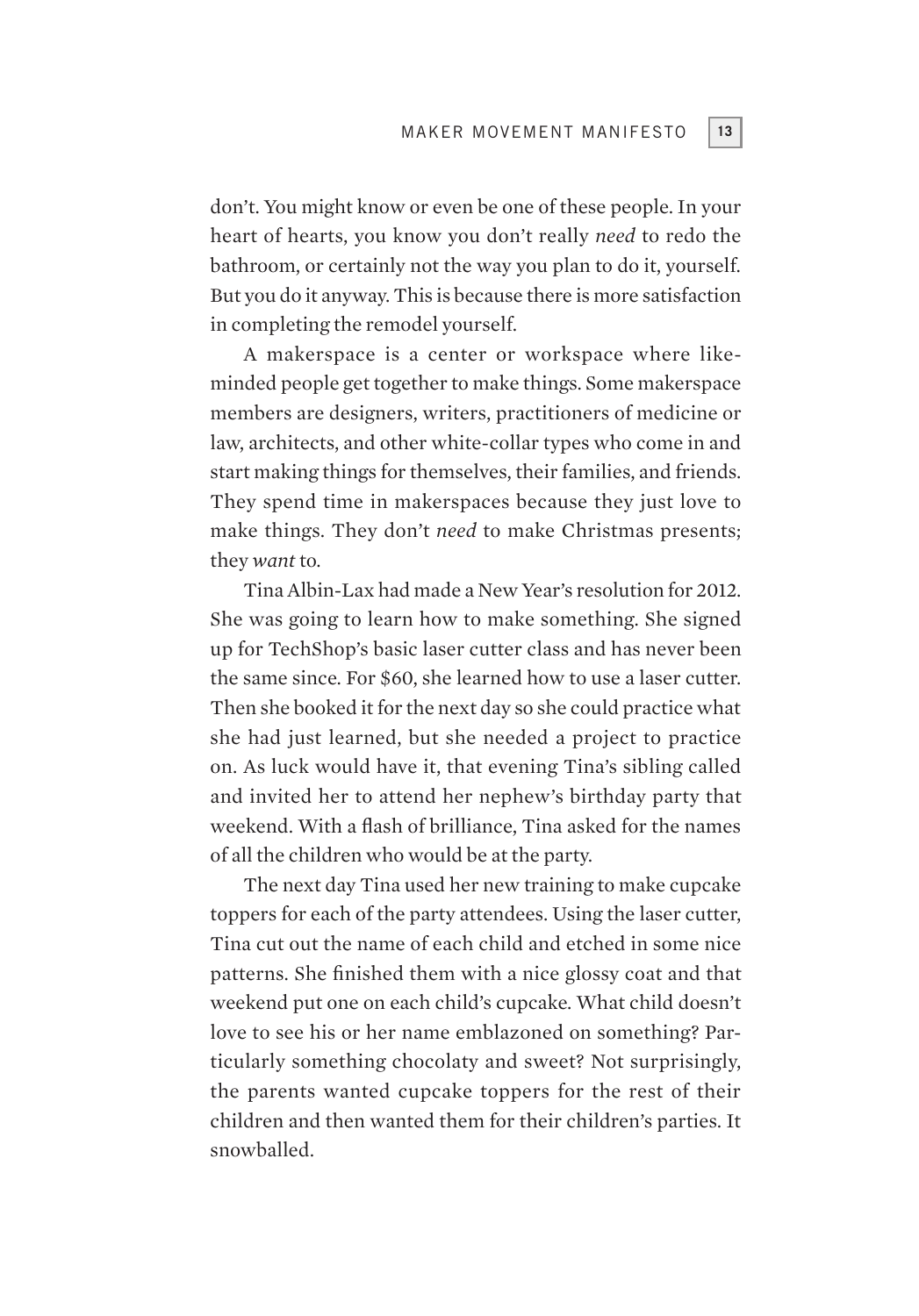don't. You might know or even be one of these people. In your heart of hearts, you know you don't really *need* to redo the bathroom, or certainly not the way you plan to do it, yourself. But you do it anyway. This is because there is more satisfaction in completing the remodel yourself.

A makerspace is a center or workspace where like-minded people get together to make things. Some makerspace members are designers, writers, practitioners of medicine or law, architects, and other white-collar types who come in and start making things for themselves, their families, and friends. They spend time in makerspaces because they just love to make things. They don't *need* to make Christmas presents; they *want* to.

Tina Albin-Lax had made a New Year's resolution for 2012. She was going to learn how to make something. She signed up for TechShop's basic laser cutter class and has never been the same since. For $60, she learned how to use a laser cutter. Then she booked it for the next day so she could practice what she had just learned, but she needed a project to practice on. As luck would have it, that evening Tina's sibling called and invited her to attend her nephew's birthday party that weekend. With a flash of brilliance, Tina asked for the names of all the children who would be at the party.

The next day Tina used her new training to make cupcake toppers for each of the party attendees. Using the laser cutter, Tina cut out the name of each child and etched in some nice patterns. She finished them with a nice glossy coat and that weekend put one on each child's cupcake. What child doesn't love to see his or her name emblazoned on something? Particularly something chocolaty and sweet? Not surprisingly, the parents wanted cupcake toppers for the rest of their children and then wanted them for their children's parties. It snowballed.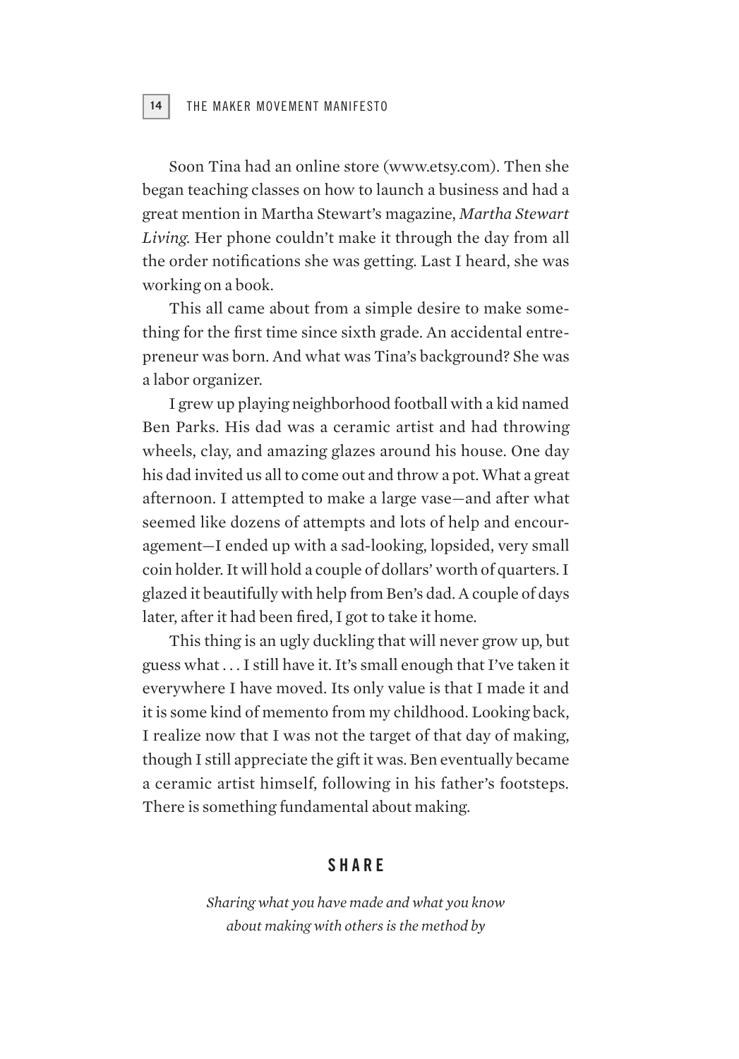Soon Tina had an online store (www.etsy.com). Then she began teaching classes on how to launch a business and had a great mention in Martha Stewart's magazine, *Martha Stewart Living*. Her phone couldn't make it through the day from all the order notifications she was getting. Last I heard, she was working on a book.

This all came about from a simple desire to make something for the first time since sixth grade. An accidental entrepreneur was born. And what was Tina's background? She was a labor organizer.

I grew up playing neighborhood football with a kid named Ben Parks. His dad was a ceramic artist and had throwing wheels, clay, and amazing glazes around his house. One day his dad invited us all to come out and throw a pot. What a great afternoon. I attempted to make a large vase—and after what seemed like dozens of attempts and lots of help and encouragement—I ended up with a sad-looking, lopsided, very small coin holder. It will hold a couple of dollars' worth of quarters. I glazed it beautifully with help from Ben's dad. A couple of days later, after it had been fired, I got to take it home.

This thing is an ugly duckling that will never grow up, but guess what . . . I still have it. It's small enough that I've taken it everywhere I have moved. Its only value is that I made it and it is some kind of memento from my childhood. Looking back, I realize now that I was not the target of that day of making, though I still appreciate the gift it was. Ben eventually became a ceramic artist himself, following in his father's footsteps. There is something fundamental about making.

## SHARE

*Sharing what you have made and what you know about making with others is the method by*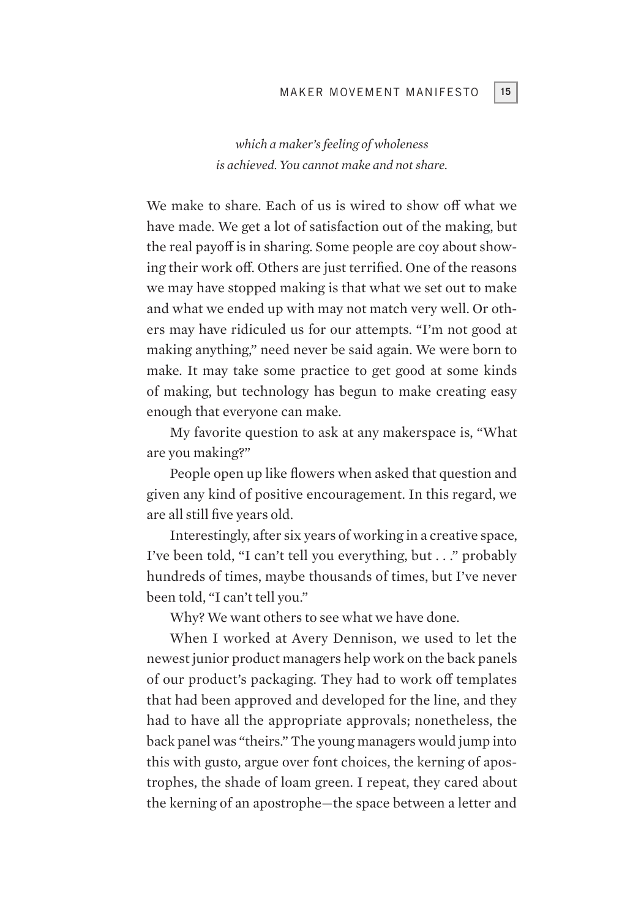*which a maker's feeling of wholeness is achieved. You cannot make and not share.*

We make to share. Each of us is wired to show off what we have made. We get a lot of satisfaction out of the making, but the real payoff is in sharing. Some people are coy about showing their work off. Others are just terrified. One of the reasons we may have stopped making is that what we set out to make and what we ended up with may not match very well. Or others may have ridiculed us for our attempts. "I'm not good at making anything," need never be said again. We were born to make. It may take some practice to get good at some kinds of making, but technology has begun to make creating easy enough that everyone can make.

My favorite question to ask at any makerspace is, "What are you making?"

People open up like flowers when asked that question and given any kind of positive encouragement. In this regard, we are all still five years old.

Interestingly, after six years of working in a creative space, I've been told, "I can't tell you everything, but . . ." probably hundreds of times, maybe thousands of times, but I've never been told, "I can't tell you."

Why? We want others to see what we have done.

When I worked at Avery Dennison, we used to let the newest junior product managers help work on the back panels of our product's packaging. They had to work off templates that had been approved and developed for the line, and they had to have all the appropriate approvals; nonetheless, the back panel was "theirs." The young managers would jump into this with gusto, argue over font choices, the kerning of apostrophes, the shade of loam green. I repeat, they cared about the kerning of an apostrophe—the space between a letter and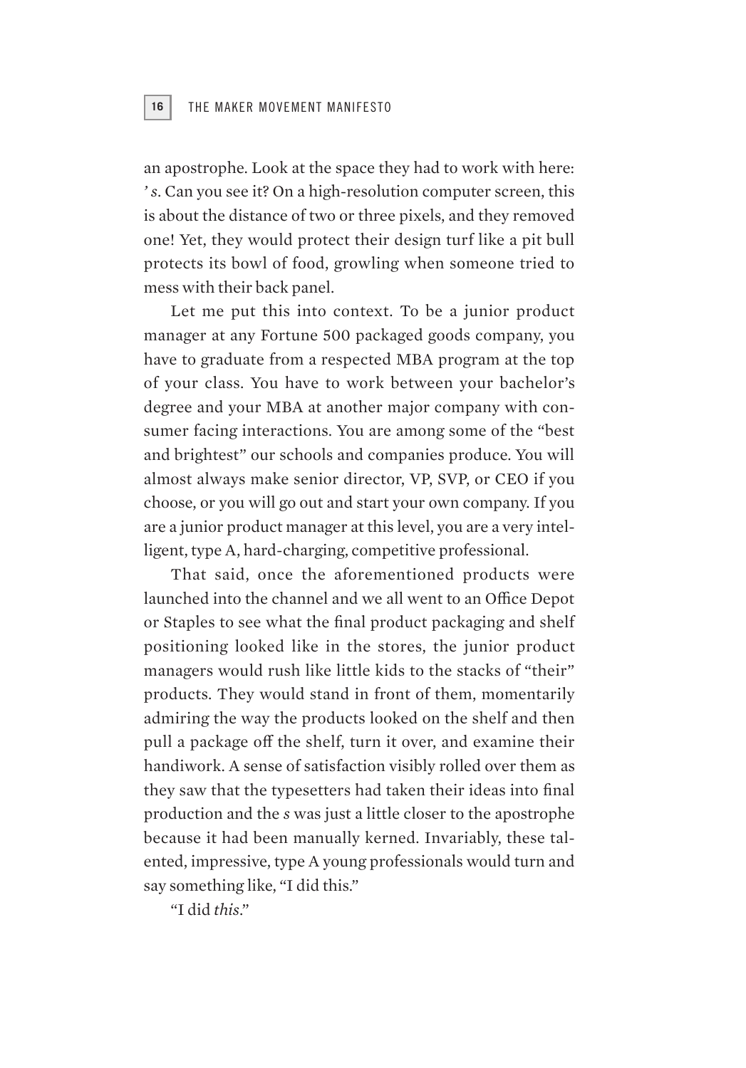an apostrophe. Look at the space they had to work with here: *' s*. Can you see it? On a high-resolution computer screen, this is about the distance of two or three pixels, and they removed one! Yet, they would protect their design turf like a pit bull protects its bowl of food, growling when someone tried to mess with their back panel.

Let me put this into context. To be a junior product manager at any Fortune 500 packaged goods company, you have to graduate from a respected MBA program at the top of your class. You have to work between your bachelor's degree and your MBA at another major company with consumer facing interactions. You are among some of the "best and brightest" our schools and companies produce. You will almost always make senior director, VP, SVP, or CEO if you choose, or you will go out and start your own company. If you are a junior product manager at this level, you are a very intelligent, type A, hard-charging, competitive professional.

That said, once the aforementioned products were launched into the channel and we all went to an Office Depot or Staples to see what the final product packaging and shelf positioning looked like in the stores, the junior product managers would rush like little kids to the stacks of "their" products. They would stand in front of them, momentarily admiring the way the products looked on the shelf and then pull a package off the shelf, turn it over, and examine their handiwork. A sense of satisfaction visibly rolled over them as they saw that the typesetters had taken their ideas into final production and the *s* was just a little closer to the apostrophe because it had been manually kerned. Invariably, these talented, impressive, type A young professionals would turn and say something like, "I did this."

"I did *this*."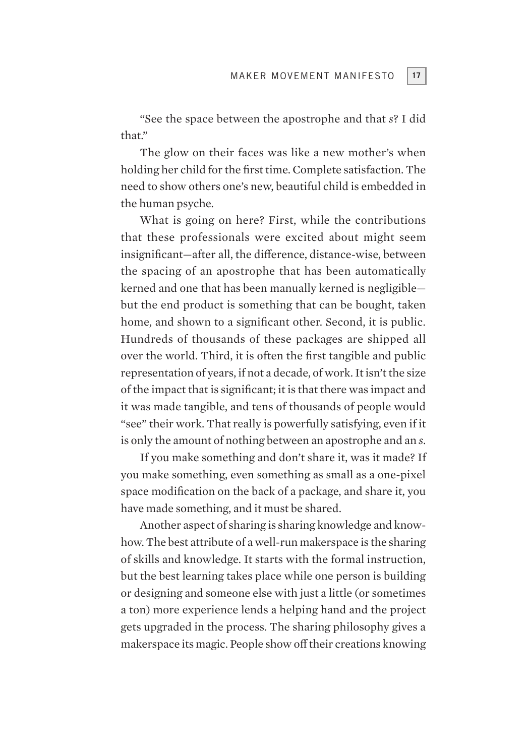"See the space between the apostrophe and that *s*? I did that."

The glow on their faces was like a new mother's when holding her child for the first time. Complete satisfaction. The need to show others one's new, beautiful child is embedded in the human psyche.

What is going on here? First, while the contributions that these professionals were excited about might seem insignificant—after all, the difference, distance-wise, between the spacing of an apostrophe that has been automatically kerned and one that has been manually kerned is negligible—but the end product is something that can be bought, taken home, and shown to a significant other. Second, it is public. Hundreds of thousands of these packages are shipped all over the world. Third, it is often the first tangible and public representation of years, if not a decade, of work. It isn't the size of the impact that is significant; it is that there was impact and it was made tangible, and tens of thousands of people would "see" their work. That really is powerfully satisfying, even if it is only the amount of nothing between an apostrophe and an *s*.

If you make something and don't share it, was it made? If you make something, even something as small as a one-pixel space modification on the back of a package, and share it, you have made something, and it must be shared.

Another aspect of sharing is sharing knowledge and know-how. The best attribute of a well-run makerspace is the sharing of skills and knowledge. It starts with the formal instruction, but the best learning takes place while one person is building or designing and someone else with just a little (or sometimes a ton) more experience lends a helping hand and the project gets upgraded in the process. The sharing philosophy gives a makerspace its magic. People show off their creations knowing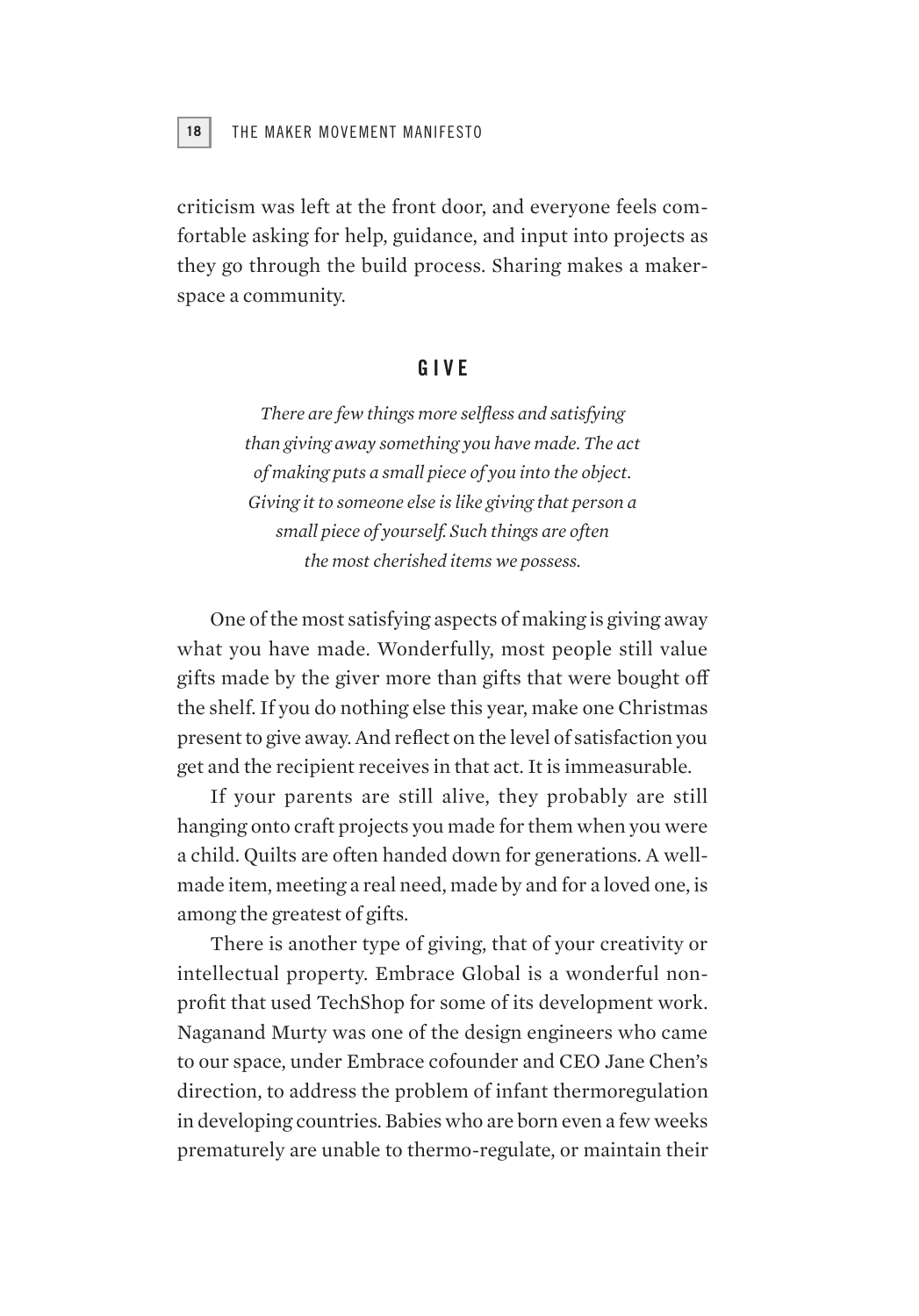criticism was left at the front door, and everyone feels comfortable asking for help, guidance, and input into projects as they go through the build process. Sharing makes a makerspace a community.

## GIVE

*There are few things more selfless and satisfying than giving away something you have made. The act of making puts a small piece of you into the object. Giving it to someone else is like giving that person a small piece of yourself. Such things are often the most cherished items we possess.*

One of the most satisfying aspects of making is giving away what you have made. Wonderfully, most people still value gifts made by the giver more than gifts that were bought off the shelf. If you do nothing else this year, make one Christmas present to give away. And reflect on the level of satisfaction you get and the recipient receives in that act. It is immeasurable.

If your parents are still alive, they probably are still hanging onto craft projects you made for them when you were a child. Quilts are often handed down for generations. A well-made item, meeting a real need, made by and for a loved one, is among the greatest of gifts.

There is another type of giving, that of your creativity or intellectual property. Embrace Global is a wonderful nonprofit that used TechShop for some of its development work. Naganand Murty was one of the design engineers who came to our space, under Embrace cofounder and CEO Jane Chen's direction, to address the problem of infant thermoregulation in developing countries. Babies who are born even a few weeks prematurely are unable to thermo-regulate, or maintain their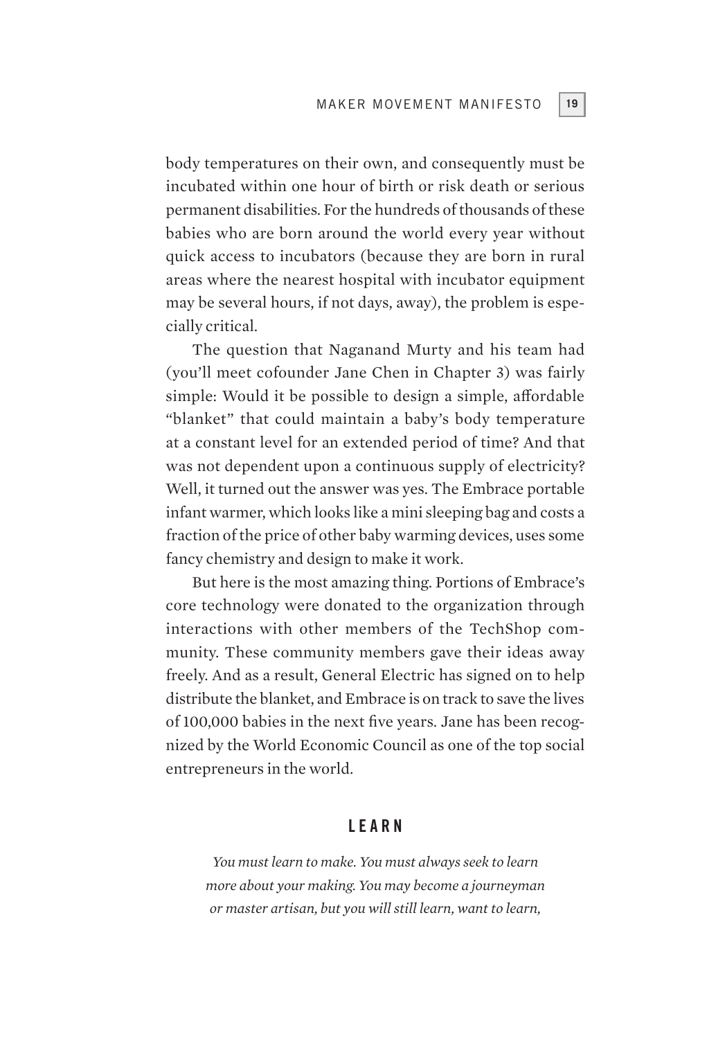body temperatures on their own, and consequently must be incubated within one hour of birth or risk death or serious permanent disabilities. For the hundreds of thousands of these babies who are born around the world every year without quick access to incubators (because they are born in rural areas where the nearest hospital with incubator equipment may be several hours, if not days, away), the problem is especially critical.

The question that Naganand Murty and his team had (you'll meet cofounder Jane Chen in Chapter 3) was fairly simple: Would it be possible to design a simple, affordable "blanket" that could maintain a baby's body temperature at a constant level for an extended period of time? And that was not dependent upon a continuous supply of electricity? Well, it turned out the answer was yes. The Embrace portable infant warmer, which looks like a mini sleeping bag and costs a fraction of the price of other baby warming devices, uses some fancy chemistry and design to make it work.

But here is the most amazing thing. Portions of Embrace's core technology were donated to the organization through interactions with other members of the TechShop community. These community members gave their ideas away freely. And as a result, General Electric has signed on to help distribute the blanket, and Embrace is on track to save the lives of 100,000 babies in the next five years. Jane has been recognized by the World Economic Council as one of the top social entrepreneurs in the world.

## LEARN

*You must learn to make. You must always seek to learn more about your making. You may become a journeyman or master artisan, but you will still learn, want to learn,*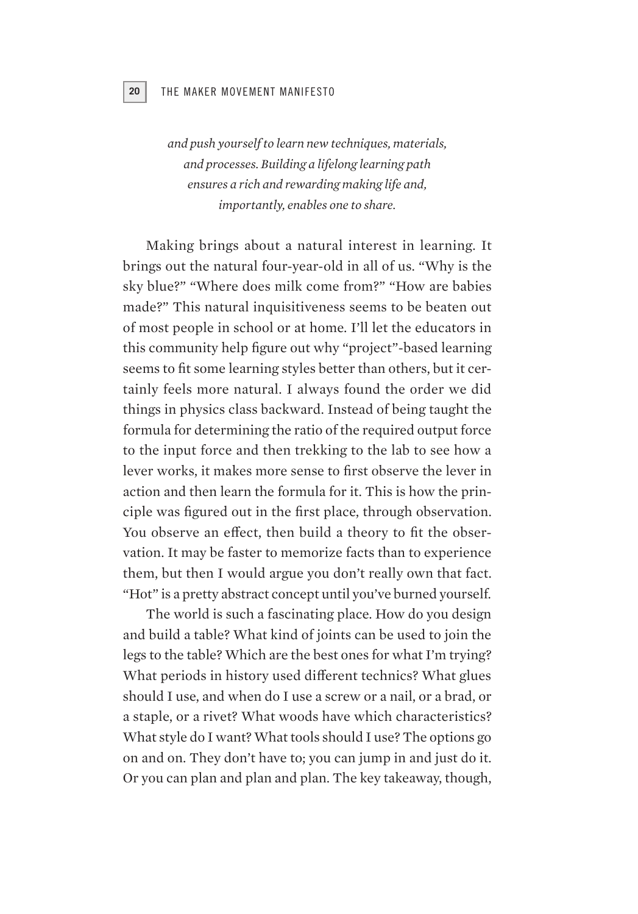*and push yourself to learn new techniques, materials, and processes. Building a lifelong learning path ensures a rich and rewarding making life and, importantly, enables one to share.*

Making brings about a natural interest in learning. It brings out the natural four-year-old in all of us. "Why is the sky blue?" "Where does milk come from?" "How are babies made?" This natural inquisitiveness seems to be beaten out of most people in school or at home. I'll let the educators in this community help figure out why "project"-based learning seems to fit some learning styles better than others, but it certainly feels more natural. I always found the order we did things in physics class backward. Instead of being taught the formula for determining the ratio of the required output force to the input force and then trekking to the lab to see how a lever works, it makes more sense to first observe the lever in action and then learn the formula for it. This is how the principle was figured out in the first place, through observation. You observe an effect, then build a theory to fit the observation. It may be faster to memorize facts than to experience them, but then I would argue you don't really own that fact. "Hot" is a pretty abstract concept until you've burned yourself.

The world is such a fascinating place. How do you design and build a table? What kind of joints can be used to join the legs to the table? Which are the best ones for what I'm trying? What periods in history used different technics? What glues should I use, and when do I use a screw or a nail, or a brad, or a staple, or a rivet? What woods have which characteristics? What style do I want? What tools should I use? The options go on and on. They don't have to; you can jump in and just do it. Or you can plan and plan and plan. The key takeaway, though,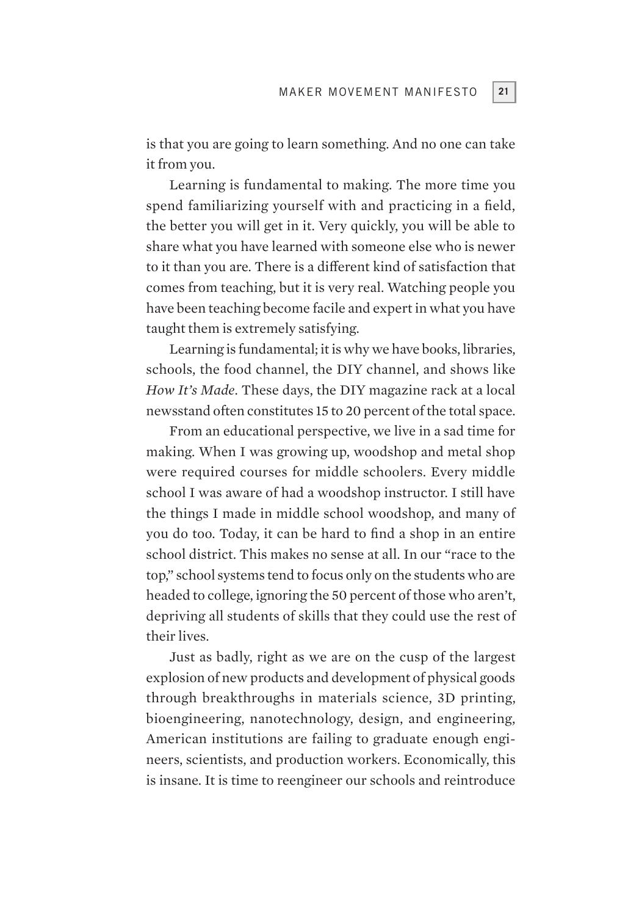is that you are going to learn something. And no one can take it from you.

Learning is fundamental to making. The more time you spend familiarizing yourself with and practicing in a field, the better you will get in it. Very quickly, you will be able to share what you have learned with someone else who is newer to it than you are. There is a different kind of satisfaction that comes from teaching, but it is very real. Watching people you have been teaching become facile and expert in what you have taught them is extremely satisfying.

Learning is fundamental; it is why we have books, libraries, schools, the food channel, the DIY channel, and shows like *How It's Made*. These days, the DIY magazine rack at a local newsstand often constitutes 15 to 20 percent of the total space.

From an educational perspective, we live in a sad time for making. When I was growing up, woodshop and metal shop were required courses for middle schoolers. Every middle school I was aware of had a woodshop instructor. I still have the things I made in middle school woodshop, and many of you do too. Today, it can be hard to find a shop in an entire school district. This makes no sense at all. In our "race to the top," school systems tend to focus only on the students who are headed to college, ignoring the 50 percent of those who aren't, depriving all students of skills that they could use the rest of their lives.

Just as badly, right as we are on the cusp of the largest explosion of new products and development of physical goods through breakthroughs in materials science, 3D printing, bioengineering, nanotechnology, design, and engineering, American institutions are failing to graduate enough engineers, scientists, and production workers. Economically, this is insane. It is time to reengineer our schools and reintroduce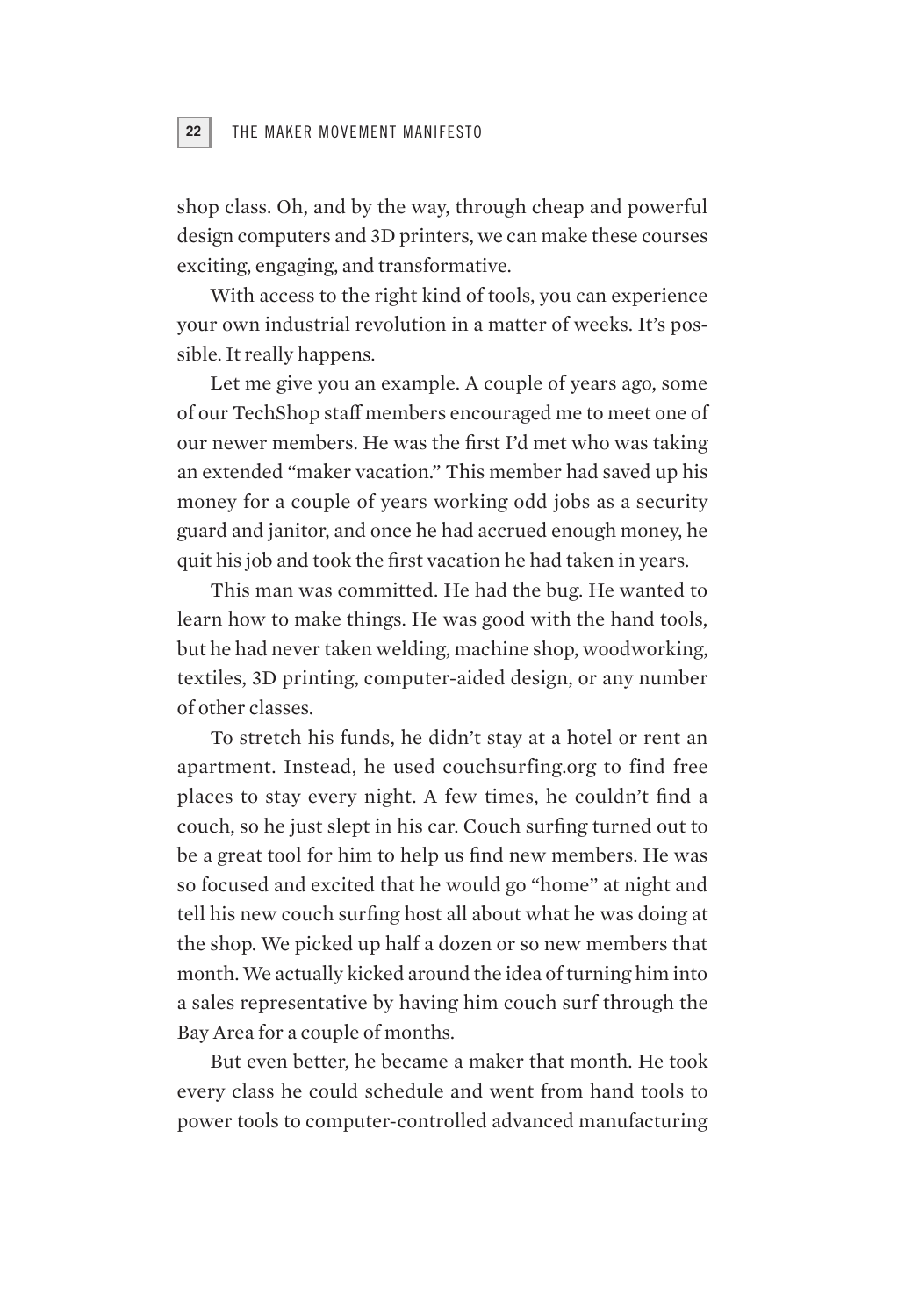shop class. Oh, and by the way, through cheap and powerful design computers and 3D printers, we can make these courses exciting, engaging, and transformative.

With access to the right kind of tools, you can experience your own industrial revolution in a matter of weeks. It's possible. It really happens.

Let me give you an example. A couple of years ago, some of our TechShop staff members encouraged me to meet one of our newer members. He was the first I'd met who was taking an extended "maker vacation." This member had saved up his money for a couple of years working odd jobs as a security guard and janitor, and once he had accrued enough money, he quit his job and took the first vacation he had taken in years.

This man was committed. He had the bug. He wanted to learn how to make things. He was good with the hand tools, but he had never taken welding, machine shop, woodworking, textiles, 3D printing, computer-aided design, or any number of other classes.

To stretch his funds, he didn't stay at a hotel or rent an apartment. Instead, he used couchsurfing.org to find free places to stay every night. A few times, he couldn't find a couch, so he just slept in his car. Couch surfing turned out to be a great tool for him to help us find new members. He was so focused and excited that he would go "home" at night and tell his new couch surfing host all about what he was doing at the shop. We picked up half a dozen or so new members that month. We actually kicked around the idea of turning him into a sales representative by having him couch surf through the Bay Area for a couple of months.

But even better, he became a maker that month. He took every class he could schedule and went from hand tools to power tools to computer-controlled advanced manufacturing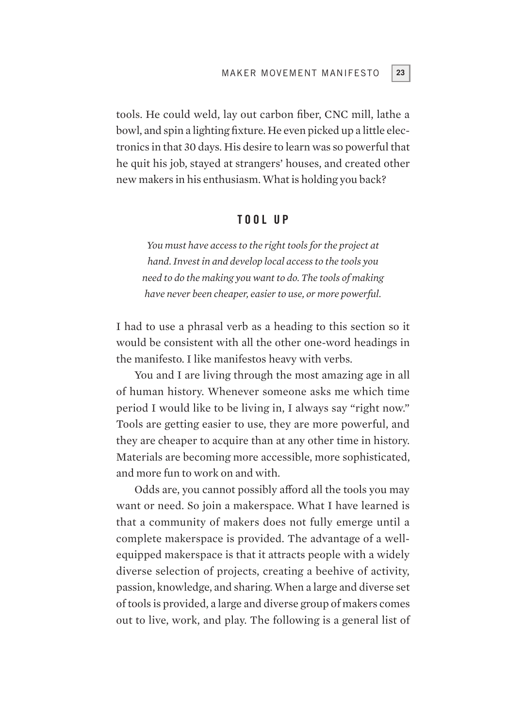tools. He could weld, lay out carbon fiber, CNC mill, lathe a bowl, and spin a lighting fixture. He even picked up a little electronics in that 30 days. His desire to learn was so powerful that he quit his job, stayed at strangers' houses, and created other new makers in his enthusiasm. What is holding you back?

## TOOL UP

*You must have access to the right tools for the project at hand. Invest in and develop local access to the tools you need to do the making you want to do. The tools of making have never been cheaper, easier to use, or more powerful.*

I had to use a phrasal verb as a heading to this section so it would be consistent with all the other one-word headings in the manifesto. I like manifestos heavy with verbs.

You and I are living through the most amazing age in all of human history. Whenever someone asks me which time period I would like to be living in, I always say "right now." Tools are getting easier to use, they are more powerful, and they are cheaper to acquire than at any other time in history. Materials are becoming more accessible, more sophisticated, and more fun to work on and with.

Odds are, you cannot possibly afford all the tools you may want or need. So join a makerspace. What I have learned is that a community of makers does not fully emerge until a complete makerspace is provided. The advantage of a well-equipped makerspace is that it attracts people with a widely diverse selection of projects, creating a beehive of activity, passion, knowledge, and sharing. When a large and diverse set of tools is provided, a large and diverse group of makers comes out to live, work, and play. The following is a general list of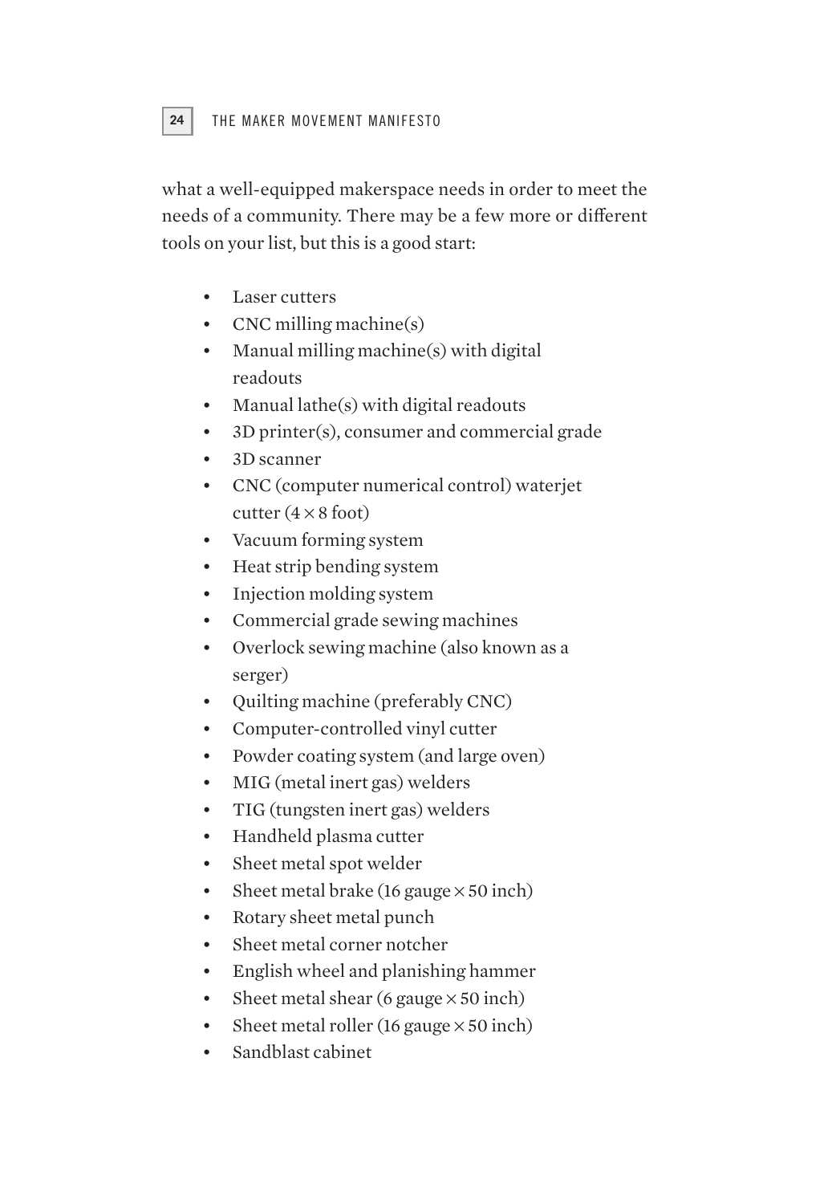what a well-equipped makerspace needs in order to meet the needs of a community. There may be a few more or different tools on your list, but this is a good start:

- Laser cutters
- CNC milling machine(s)
- Manual milling machine(s) with digital readouts
- Manual lathe(s) with digital readouts
- 3D printer(s), consumer and commercial grade
- 3D scanner
- CNC (computer numerical control) waterjet cutter (4 × 8 foot)
- Vacuum forming system
- Heat strip bending system
- Injection molding system
- Commercial grade sewing machines
- Overlock sewing machine (also known as a serger)
- Quilting machine (preferably CNC)
- Computer-controlled vinyl cutter
- Powder coating system (and large oven)
- MIG (metal inert gas) welders
- TIG (tungsten inert gas) welders
- Handheld plasma cutter
- Sheet metal spot welder
- Sheet metal brake (16 gauge × 50 inch)
- Rotary sheet metal punch
- Sheet metal corner notcher
- English wheel and planishing hammer
- Sheet metal shear (6 gauge × 50 inch)
- Sheet metal roller (16 gauge × 50 inch)
- Sandblast cabinet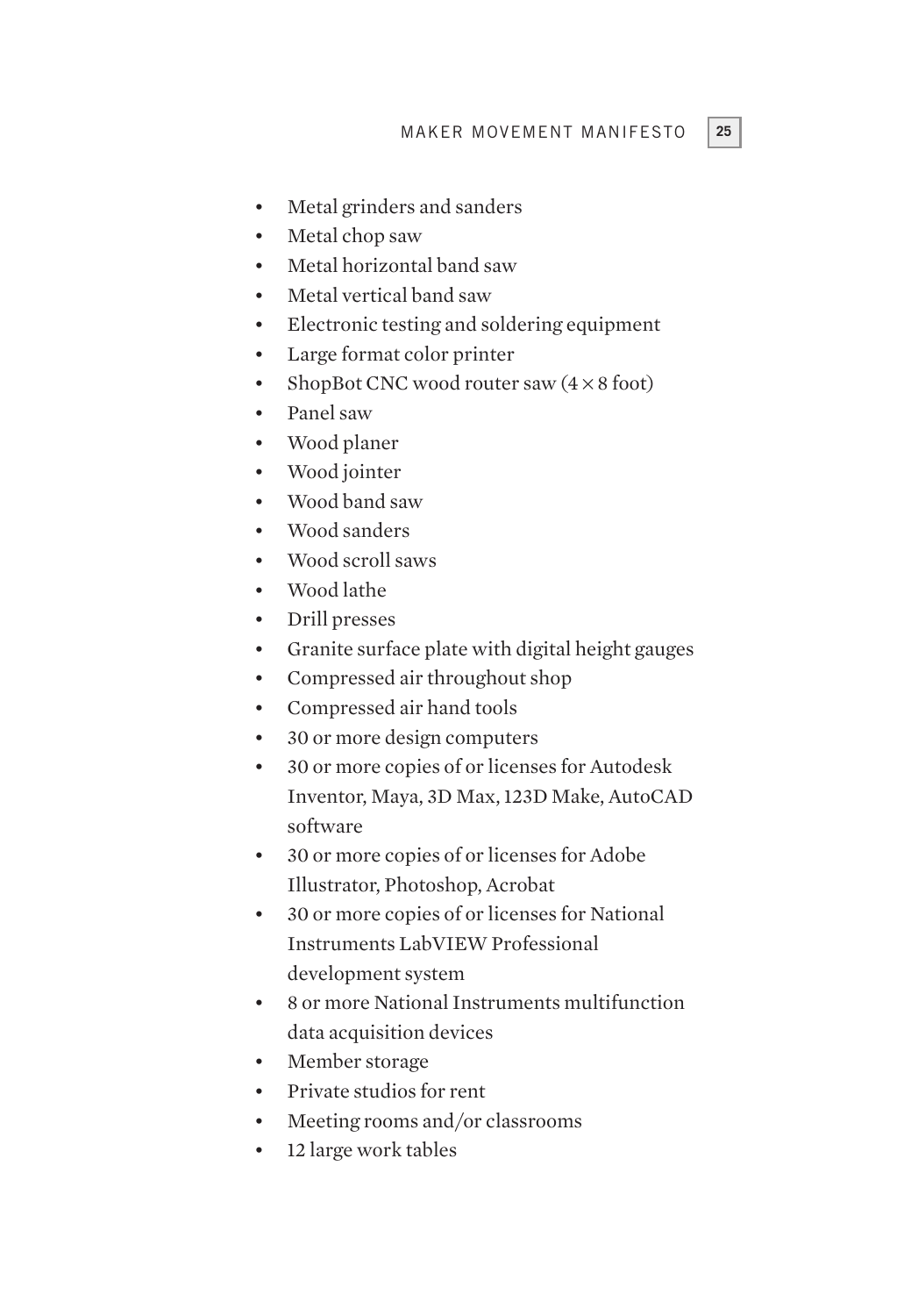- Metal grinders and sanders
- Metal chop saw
- Metal horizontal band saw
- Metal vertical band saw
- Electronic testing and soldering equipment
- Large format color printer
- ShopBot CNC wood router saw (4 × 8 foot)
- Panel saw
- Wood planer
- Wood jointer
- Wood band saw
- Wood sanders
- Wood scroll saws
- Wood lathe
- Drill presses
- Granite surface plate with digital height gauges
- Compressed air throughout shop
- Compressed air hand tools
- 30 or more design computers
- 30 or more copies of or licenses for Autodesk Inventor, Maya, 3D Max, 123D Make, AutoCAD software
- 30 or more copies of or licenses for Adobe Illustrator, Photoshop, Acrobat
- 30 or more copies of or licenses for National Instruments LabVIEW Professional development system
- 8 or more National Instruments multifunction data acquisition devices
- Member storage
- Private studios for rent
- Meeting rooms and/or classrooms
- 12 large work tables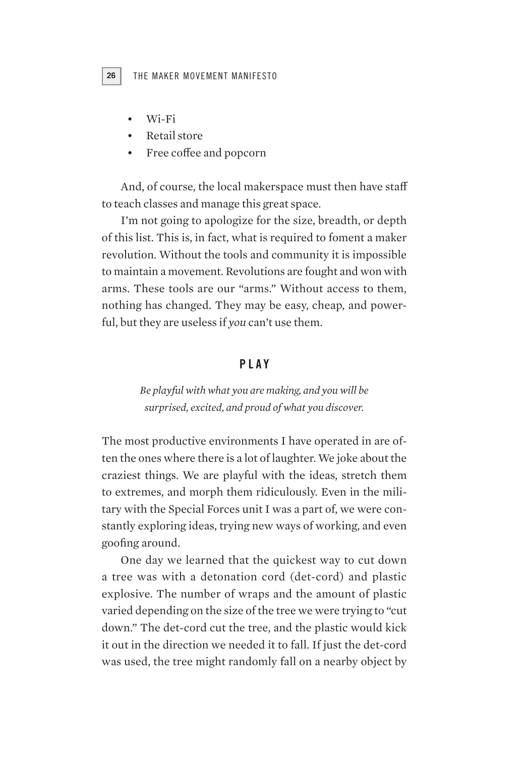- Wi-Fi
- Retail store
- Free coffee and popcorn

And, of course, the local makerspace must then have staff to teach classes and manage this great space.

I'm not going to apologize for the size, breadth, or depth of this list. This is, in fact, what is required to foment a maker revolution. Without the tools and community it is impossible to maintain a movement. Revolutions are fought and won with arms. These tools are our "arms." Without access to them, nothing has changed. They may be easy, cheap, and powerful, but they are useless if *you* can't use them.

## PLAY

*Be playful with what you are making, and you will be surprised, excited, and proud of what you discover.*

The most productive environments I have operated in are often the ones where there is a lot of laughter. We joke about the craziest things. We are playful with the ideas, stretch them to extremes, and morph them ridiculously. Even in the military with the Special Forces unit I was a part of, we were constantly exploring ideas, trying new ways of working, and even goofing around.

One day we learned that the quickest way to cut down a tree was with a detonation cord (det-cord) and plastic explosive. The number of wraps and the amount of plastic varied depending on the size of the tree we were trying to "cut down." The det-cord cut the tree, and the plastic would kick it out in the direction we needed it to fall. If just the det-cord was used, the tree might randomly fall on a nearby object by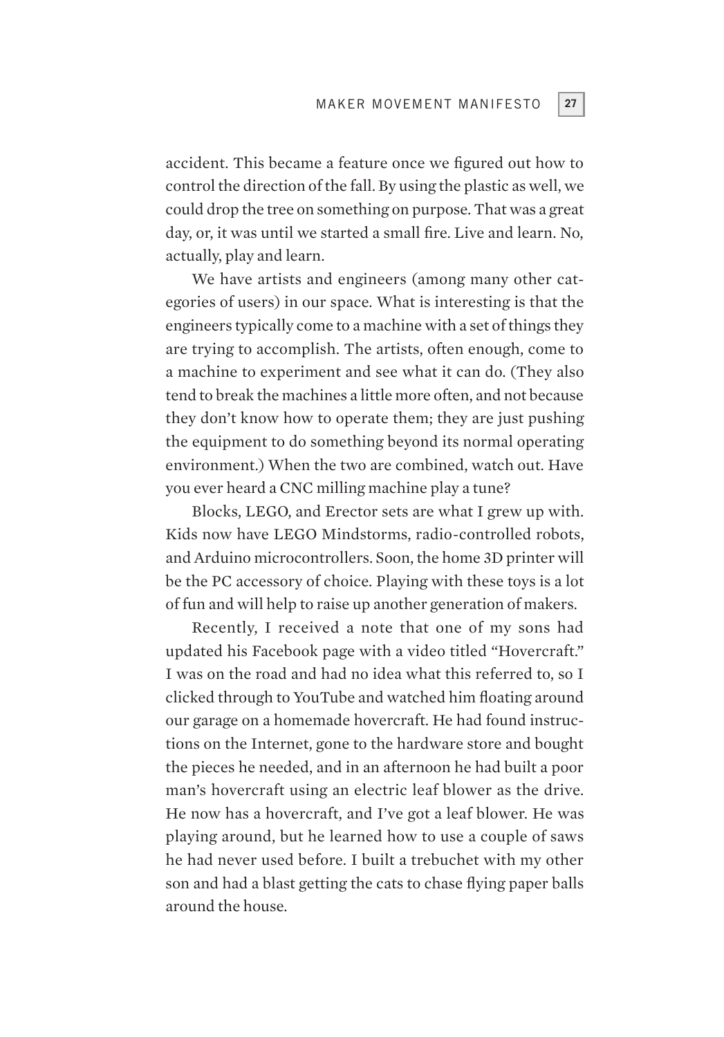accident. This became a feature once we figured out how to control the direction of the fall. By using the plastic as well, we could drop the tree on something on purpose. That was a great day, or, it was until we started a small fire. Live and learn. No, actually, play and learn.

We have artists and engineers (among many other categories of users) in our space. What is interesting is that the engineers typically come to a machine with a set of things they are trying to accomplish. The artists, often enough, come to a machine to experiment and see what it can do. (They also tend to break the machines a little more often, and not because they don't know how to operate them; they are just pushing the equipment to do something beyond its normal operating environment.) When the two are combined, watch out. Have you ever heard a CNC milling machine play a tune?

Blocks, LEGO, and Erector sets are what I grew up with. Kids now have LEGO Mindstorms, radio-controlled robots, and Arduino microcontrollers. Soon, the home 3D printer will be the PC accessory of choice. Playing with these toys is a lot of fun and will help to raise up another generation of makers.

Recently, I received a note that one of my sons had updated his Facebook page with a video titled "Hovercraft." I was on the road and had no idea what this referred to, so I clicked through to YouTube and watched him floating around our garage on a homemade hovercraft. He had found instructions on the Internet, gone to the hardware store and bought the pieces he needed, and in an afternoon he had built a poor man's hovercraft using an electric leaf blower as the drive. He now has a hovercraft, and I've got a leaf blower. He was playing around, but he learned how to use a couple of saws he had never used before. I built a trebuchet with my other son and had a blast getting the cats to chase flying paper balls around the house.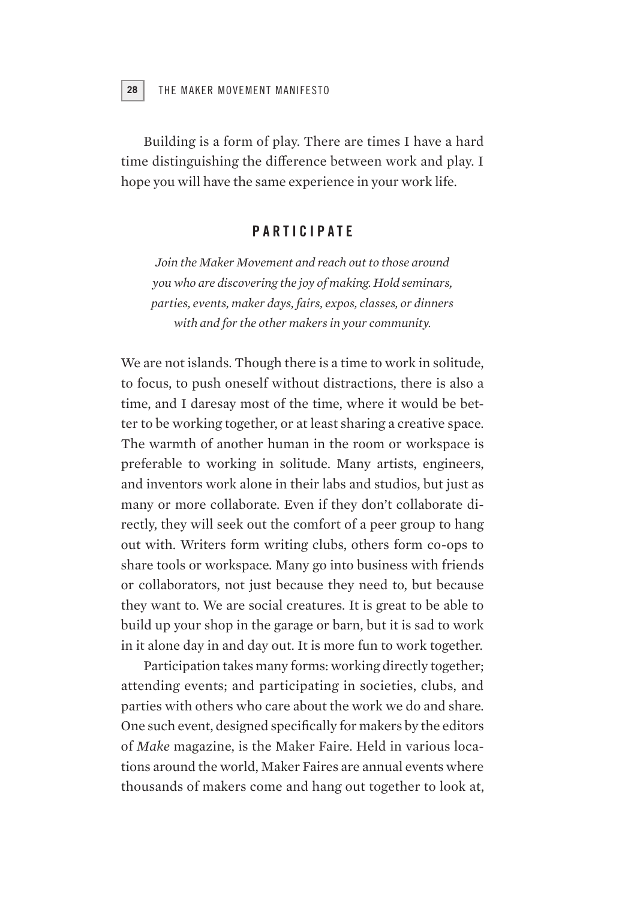Building is a form of play. There are times I have a hard time distinguishing the difference between work and play. I hope you will have the same experience in your work life.

## PARTICIPATE

*Join the Maker Movement and reach out to those around you who are discovering the joy of making. Hold seminars, parties, events, maker days, fairs, expos, classes, or dinners with and for the other makers in your community.*

We are not islands. Though there is a time to work in solitude, to focus, to push oneself without distractions, there is also a time, and I daresay most of the time, where it would be better to be working together, or at least sharing a creative space. The warmth of another human in the room or workspace is preferable to working in solitude. Many artists, engineers, and inventors work alone in their labs and studios, but just as many or more collaborate. Even if they don't collaborate directly, they will seek out the comfort of a peer group to hang out with. Writers form writing clubs, others form co-ops to share tools or workspace. Many go into business with friends or collaborators, not just because they need to, but because they want to. We are social creatures. It is great to be able to build up your shop in the garage or barn, but it is sad to work in it alone day in and day out. It is more fun to work together.

Participation takes many forms: working directly together; attending events; and participating in societies, clubs, and parties with others who care about the work we do and share. One such event, designed specifically for makers by the editors of *Make* magazine, is the Maker Faire. Held in various locations around the world, Maker Faires are annual events where thousands of makers come and hang out together to look at,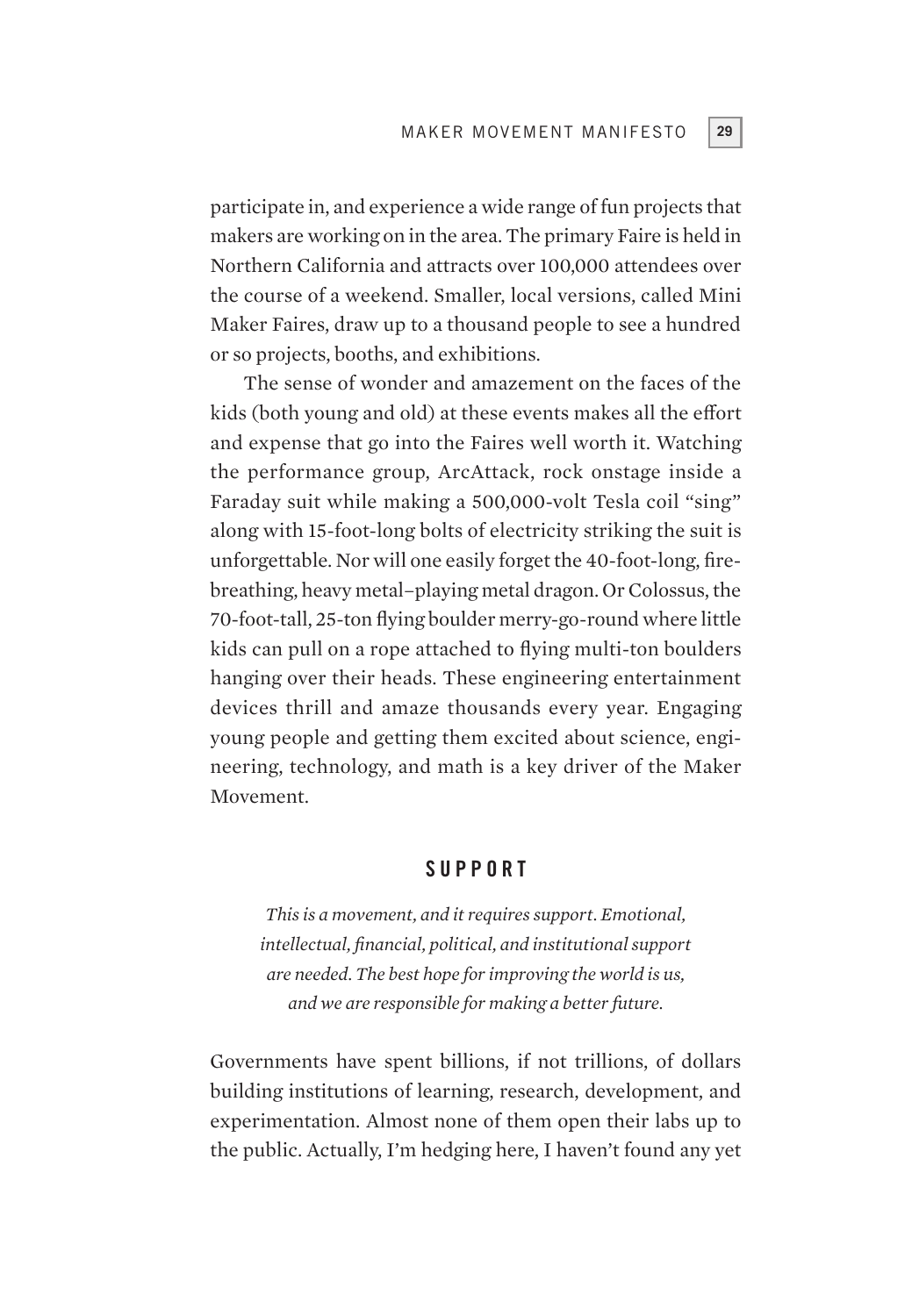participate in, and experience a wide range of fun projects that makers are working on in the area. The primary Faire is held in Northern California and attracts over 100,000 attendees over the course of a weekend. Smaller, local versions, called Mini Maker Faires, draw up to a thousand people to see a hundred or so projects, booths, and exhibitions.

The sense of wonder and amazement on the faces of the kids (both young and old) at these events makes all the effort and expense that go into the Faires well worth it. Watching the performance group, ArcAttack, rock onstage inside a Faraday suit while making a 500,000-volt Tesla coil "sing" along with 15-foot-long bolts of electricity striking the suit is unforgettable. Nor will one easily forget the 40-foot-long, fire-breathing, heavy metal–playing metal dragon. Or Colossus, the 70-foot-tall, 25-ton flying boulder merry-go-round where little kids can pull on a rope attached to flying multi-ton boulders hanging over their heads. These engineering entertainment devices thrill and amaze thousands every year. Engaging young people and getting them excited about science, engineering, technology, and math is a key driver of the Maker Movement.

## SUPPORT

*This is a movement, and it requires support. Emotional, intellectual, financial, political, and institutional support are needed. The best hope for improving the world is us, and we are responsible for making a better future.*

Governments have spent billions, if not trillions, of dollars building institutions of learning, research, development, and experimentation. Almost none of them open their labs up to the public. Actually, I'm hedging here, I haven't found any yet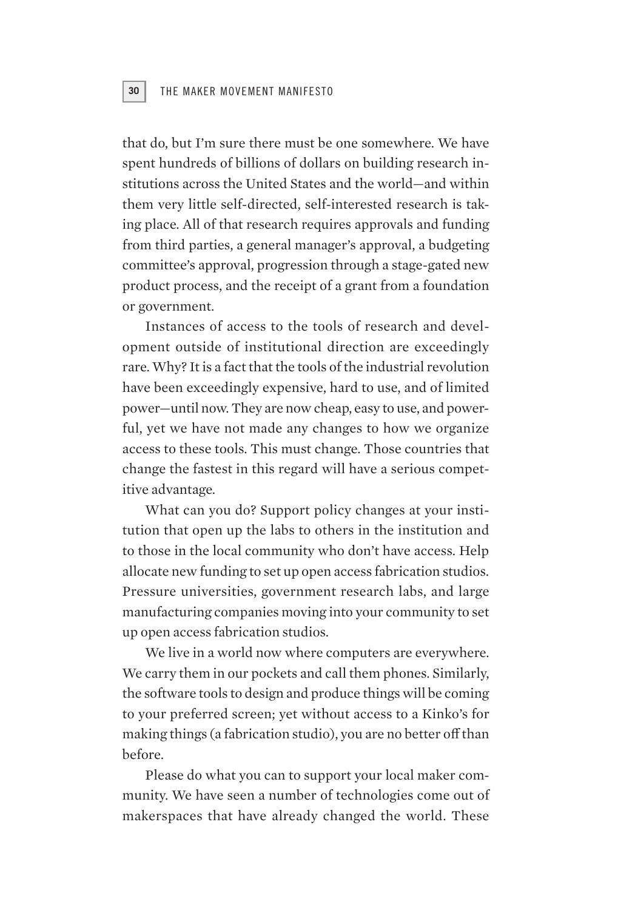that do, but I'm sure there must be one somewhere. We have spent hundreds of billions of dollars on building research institutions across the United States and the world—and within them very little self-directed, self-interested research is taking place. All of that research requires approvals and funding from third parties, a general manager's approval, a budgeting committee's approval, progression through a stage-gated new product process, and the receipt of a grant from a foundation or government.

Instances of access to the tools of research and development outside of institutional direction are exceedingly rare. Why? It is a fact that the tools of the industrial revolution have been exceedingly expensive, hard to use, and of limited power—until now. They are now cheap, easy to use, and powerful, yet we have not made any changes to how we organize access to these tools. This must change. Those countries that change the fastest in this regard will have a serious competitive advantage.

What can you do? Support policy changes at your institution that open up the labs to others in the institution and to those in the local community who don't have access. Help allocate new funding to set up open access fabrication studios. Pressure universities, government research labs, and large manufacturing companies moving into your community to set up open access fabrication studios.

We live in a world now where computers are everywhere. We carry them in our pockets and call them phones. Similarly, the software tools to design and produce things will be coming to your preferred screen; yet without access to a Kinko's for making things (a fabrication studio), you are no better off than before.

Please do what you can to support your local maker community. We have seen a number of technologies come out of makerspaces that have already changed the world. These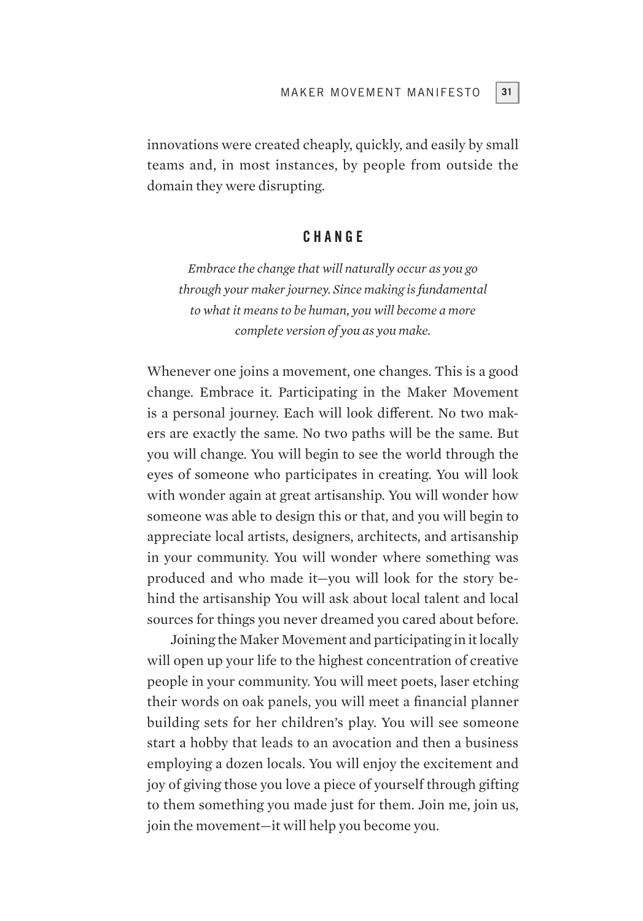innovations were created cheaply, quickly, and easily by small teams and, in most instances, by people from outside the domain they were disrupting.

## CHANGE

*Embrace the change that will naturally occur as you go through your maker journey. Since making is fundamental to what it means to be human, you will become a more complete version of you as you make.*

Whenever one joins a movement, one changes. This is a good change. Embrace it. Participating in the Maker Movement is a personal journey. Each will look different. No two makers are exactly the same. No two paths will be the same. But you will change. You will begin to see the world through the eyes of someone who participates in creating. You will look with wonder again at great artisanship. You will wonder how someone was able to design this or that, and you will begin to appreciate local artists, designers, architects, and artisanship in your community. You will wonder where something was produced and who made it—you will look for the story behind the artisanship You will ask about local talent and local sources for things you never dreamed you cared about before.

Joining the Maker Movement and participating in it locally will open up your life to the highest concentration of creative people in your community. You will meet poets, laser etching their words on oak panels, you will meet a financial planner building sets for her children's play. You will see someone start a hobby that leads to an avocation and then a business employing a dozen locals. You will enjoy the excitement and joy of giving those you love a piece of yourself through gifting to them something you made just for them. Join me, join us, join the movement—it will help you become you.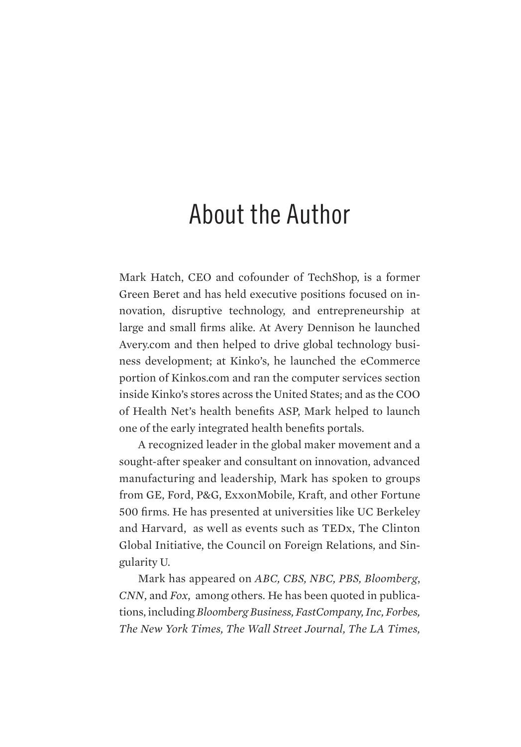# About the Author

Mark Hatch, CEO and cofounder of TechShop, is a former Green Beret and has held executive positions focused on innovation, disruptive technology, and entrepreneurship at large and small firms alike. At Avery Dennison he launched Avery.com and then helped to drive global technology business development; at Kinko's, he launched the eCommerce portion of Kinkos.com and ran the computer services section inside Kinko's stores across the United States; and as the COO of Health Net's health benefits ASP, Mark helped to launch one of the early integrated health benefits portals.

A recognized leader in the global maker movement and a sought-after speaker and consultant on innovation, advanced manufacturing and leadership, Mark has spoken to groups from GE, Ford, P&G, ExxonMobile, Kraft, and other Fortune 500 firms. He has presented at universities like UC Berkeley and Harvard, as well as events such as TEDx, The Clinton Global Initiative, the Council on Foreign Relations, and Singularity U.

Mark has appeared on *ABC, CBS, NBC, PBS, Bloomberg*, *CNN*, and *Fox*, among others. He has been quoted in publications, including *Bloomberg Business, FastCompany, Inc, Forbes, The New York Times, The Wall Street Journal, The LA Times,*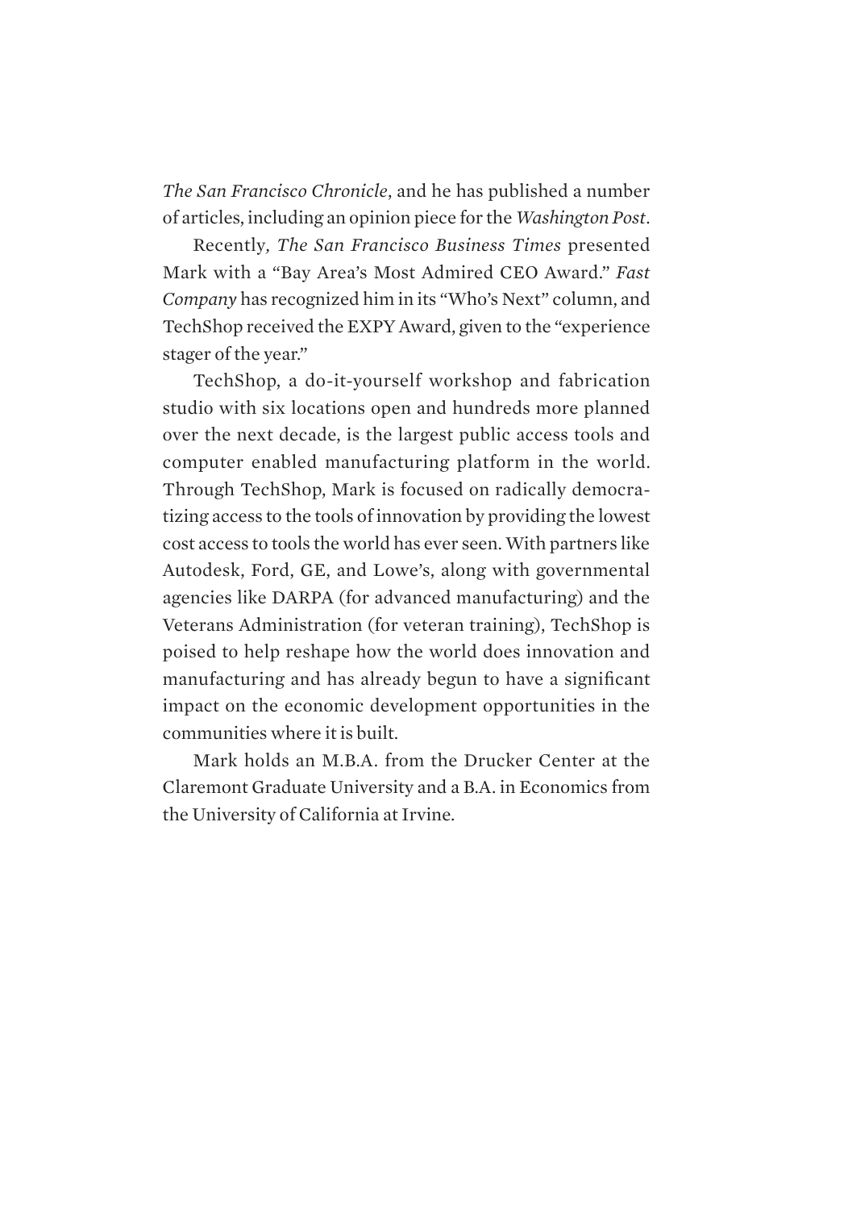*The San Francisco Chronicle*, and he has published a number of articles, including an opinion piece for the *Washington Post*.

Recently, *The San Francisco Business Times* presented Mark with a "Bay Area's Most Admired CEO Award." *Fast Company* has recognized him in its "Who's Next" column, and TechShop received the EXPY Award, given to the "experience stager of the year."

TechShop, a do-it-yourself workshop and fabrication studio with six locations open and hundreds more planned over the next decade, is the largest public access tools and computer enabled manufacturing platform in the world. Through TechShop, Mark is focused on radically democratizing access to the tools of innovation by providing the lowest cost access to tools the world has ever seen. With partners like Autodesk, Ford, GE, and Lowe's, along with governmental agencies like DARPA (for advanced manufacturing) and the Veterans Administration (for veteran training), TechShop is poised to help reshape how the world does innovation and manufacturing and has already begun to have a significant impact on the economic development opportunities in the communities where it is built.

Mark holds an M.B.A. from the Drucker Center at the Claremont Graduate University and a B.A. in Economics from the University of California at Irvine.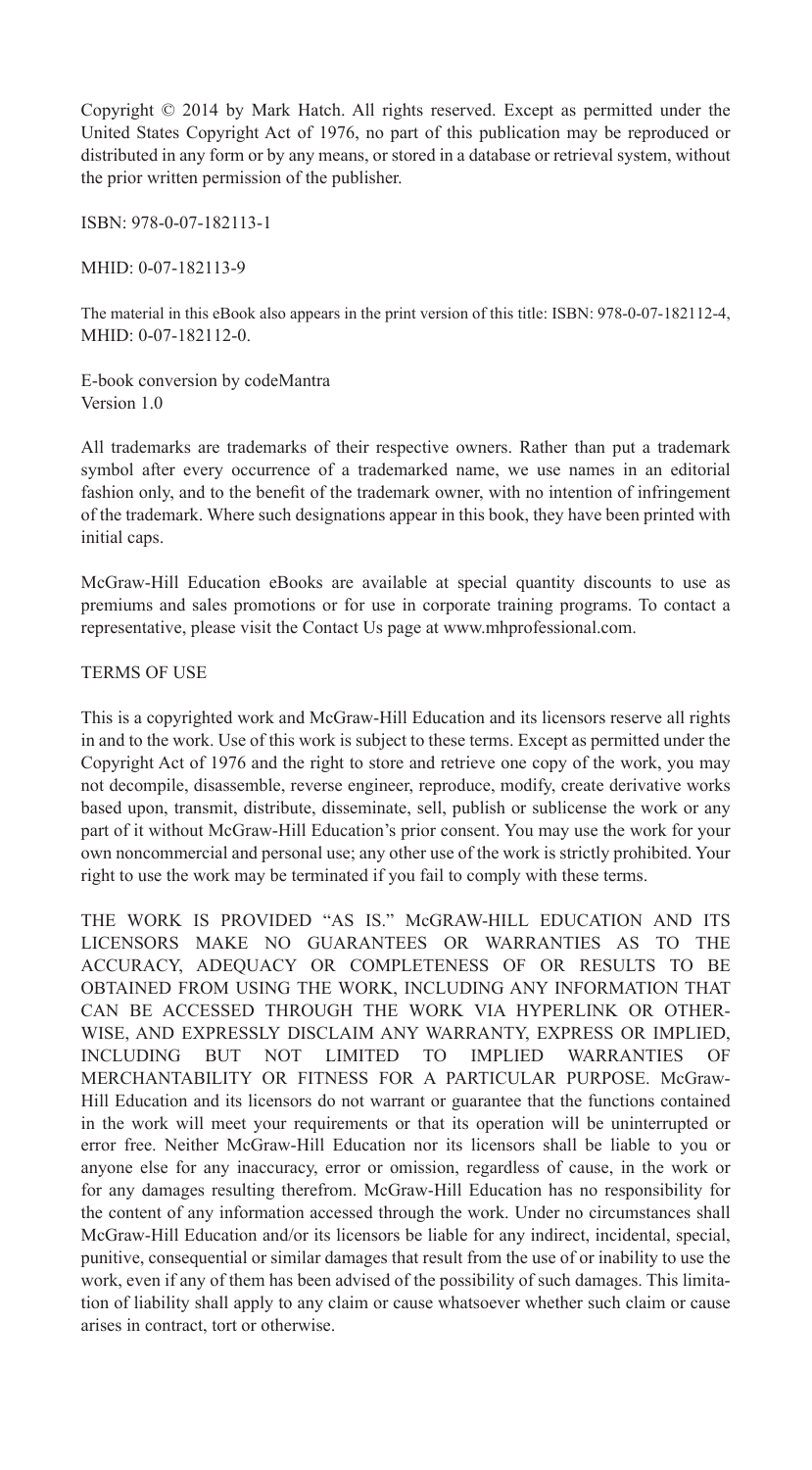Copyright © 2014 by Mark Hatch. All rights reserved. Except as permitted under the United States Copyright Act of 1976, no part of this publication may be reproduced or distributed in any form or by any means, or stored in a database or retrieval system, without the prior written permission of the publisher.

ISBN: 978-0-07-182113-1

MHID: 0-07-182113-9

The material in this eBook also appears in the print version of this title: ISBN: 978-0-07-182112-4, MHID: 0-07-182112-0.

E-book conversion by codeMantra
Version 1.0

All trademarks are trademarks of their respective owners. Rather than put a trademark symbol after every occurrence of a trademarked name, we use names in an editorial fashion only, and to the benefit of the trademark owner, with no intention of infringement of the trademark. Where such designations appear in this book, they have been printed with initial caps.

McGraw-Hill Education eBooks are available at special quantity discounts to use as premiums and sales promotions or for use in corporate training programs. To contact a representative, please visit the Contact Us page at www.mhprofessional.com.

TERMS OF USE

This is a copyrighted work and McGraw-Hill Education and its licensors reserve all rights in and to the work. Use of this work is subject to these terms. Except as permitted under the Copyright Act of 1976 and the right to store and retrieve one copy of the work, you may not decompile, disassemble, reverse engineer, reproduce, modify, create derivative works based upon, transmit, distribute, disseminate, sell, publish or sublicense the work or any part of it without McGraw-Hill Education's prior consent. You may use the work for your own noncommercial and personal use; any other use of the work is strictly prohibited. Your right to use the work may be terminated if you fail to comply with these terms.

THE WORK IS PROVIDED "AS IS." McGRAW-HILL EDUCATION AND ITS LICENSORS MAKE NO GUARANTEES OR WARRANTIES AS TO THE ACCURACY, ADEQUACY OR COMPLETENESS OF OR RESULTS TO BE OBTAINED FROM USING THE WORK, INCLUDING ANY INFORMATION THAT CAN BE ACCESSED THROUGH THE WORK VIA HYPERLINK OR OTHERWISE, AND EXPRESSLY DISCLAIM ANY WARRANTY, EXPRESS OR IMPLIED, INCLUDING BUT NOT LIMITED TO IMPLIED WARRANTIES OF MERCHANTABILITY OR FITNESS FOR A PARTICULAR PURPOSE. McGraw-Hill Education and its licensors do not warrant or guarantee that the functions contained in the work will meet your requirements or that its operation will be uninterrupted or error free. Neither McGraw-Hill Education nor its licensors shall be liable to you or anyone else for any inaccuracy, error or omission, regardless of cause, in the work or for any damages resulting therefrom. McGraw-Hill Education has no responsibility for the content of any information accessed through the work. Under no circumstances shall McGraw-Hill Education and/or its licensors be liable for any indirect, incidental, special, punitive, consequential or similar damages that result from the use of or inability to use the work, even if any of them has been advised of the possibility of such damages. This limitation of liability shall apply to any claim or cause whatsoever whether such claim or cause arises in contract, tort or otherwise.